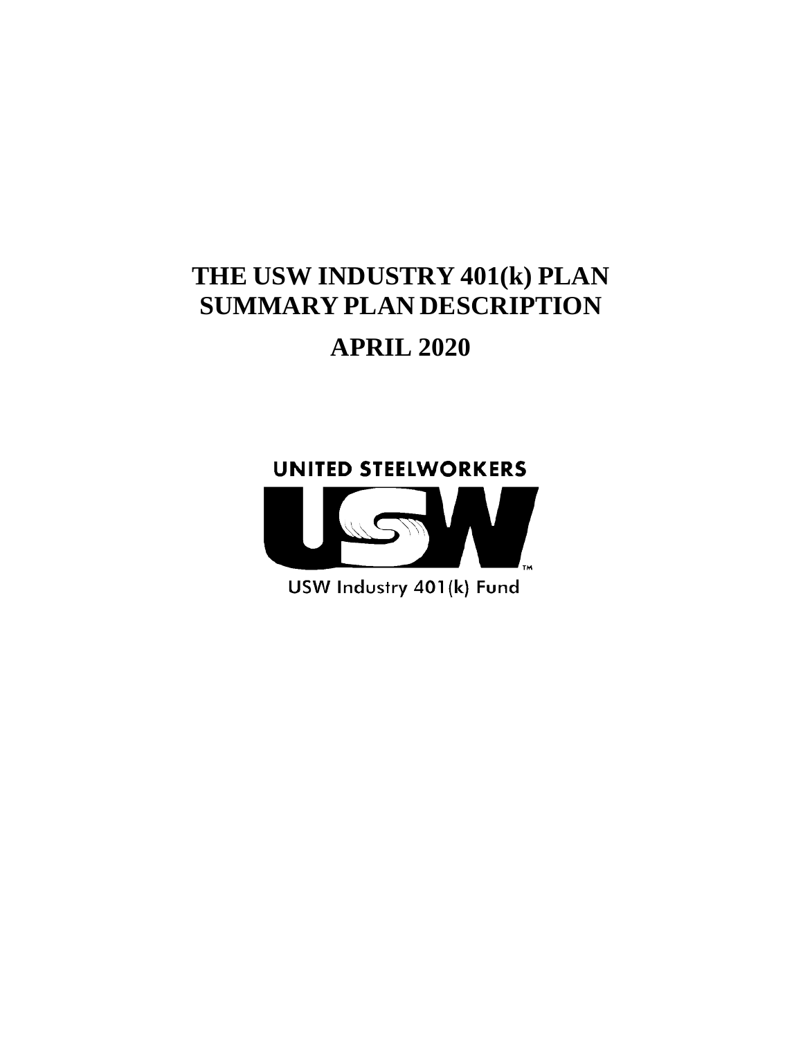# THE USW INDUSTRY 401(k) PLAN
# SUMMARY PLAN DESCRIPTION

## APRIL 2020

UNITED STEELWORKERS

USW

USW Industry 401(k) Fund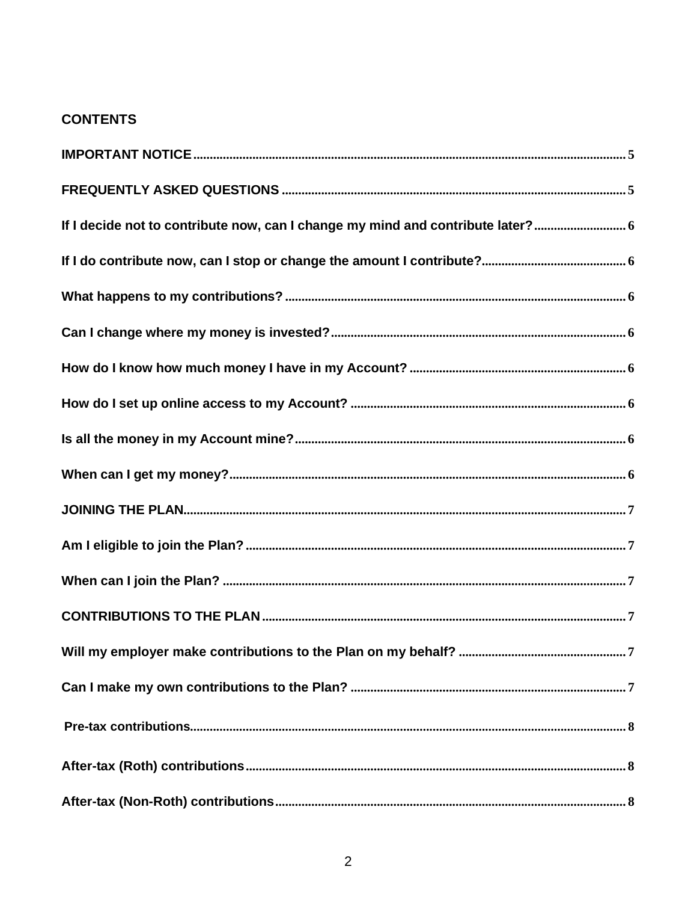## CONTENTS

**IMPORTANT NOTICE** .......... 5

**FREQUENTLY ASKED QUESTIONS** .......... 5

**If I decide not to contribute now, can I change my mind and contribute later?** .......... 6

**If I do contribute now, can I stop or change the amount I contribute?** .......... 6

**What happens to my contributions?** .......... 6

**Can I change where my money is invested?** .......... 6

**How do I know how much money I have in my Account?** .......... 6

**How do I set up online access to my Account?** .......... 6

**Is all the money in my Account mine?** .......... 6

**When can I get my money?** .......... 6

**JOINING THE PLAN** .......... 7

**Am I eligible to join the Plan?** .......... 7

**When can I join the Plan?** .......... 7

**CONTRIBUTIONS TO THE PLAN** .......... 7

**Will my employer make contributions to the Plan on my behalf?** .......... 7

**Can I make my own contributions to the Plan?** .......... 7

**Pre-tax contributions** .......... 8

**After-tax (Roth) contributions** .......... 8

**After-tax (Non-Roth) contributions** .......... 8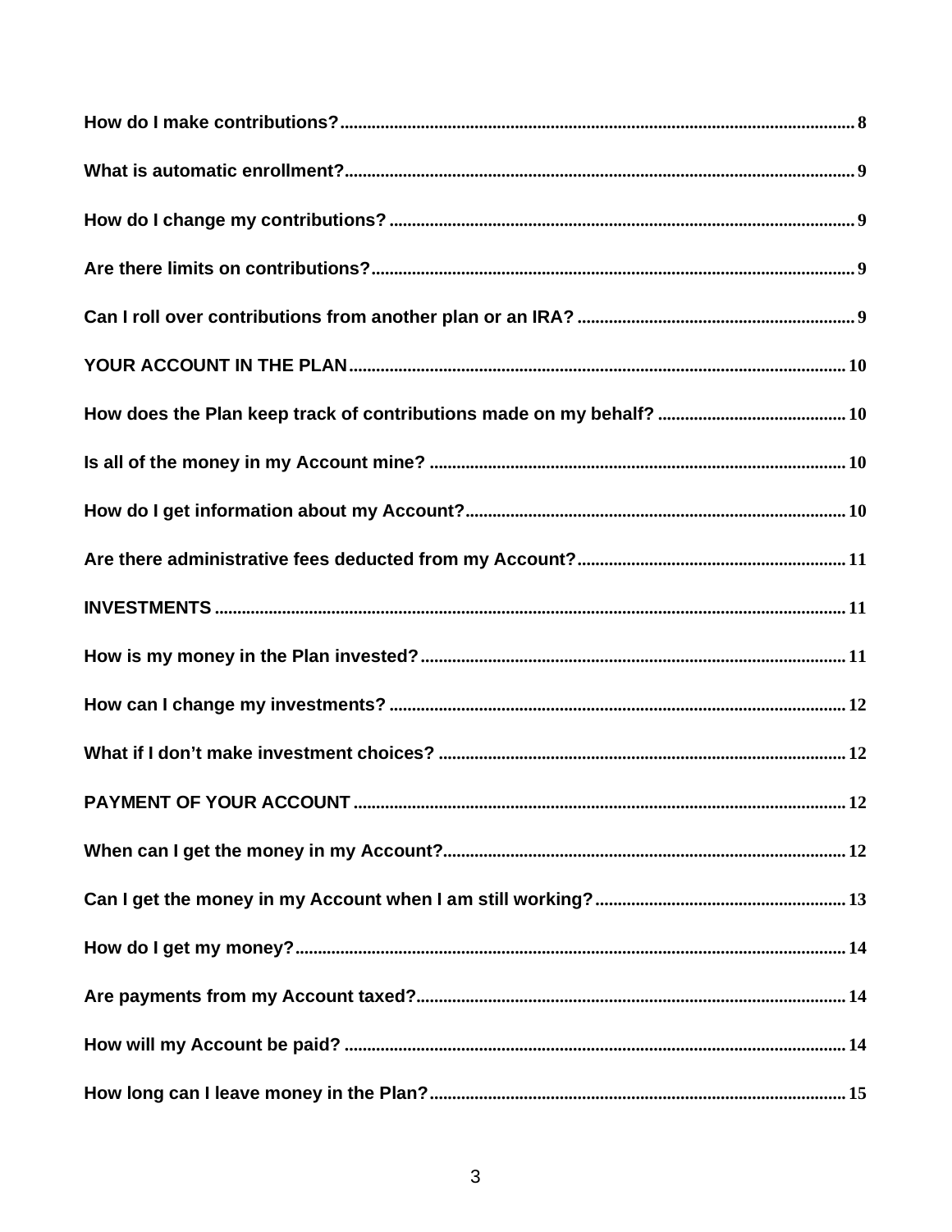**How do I make contributions?** .......... 8

**What is automatic enrollment?** .......... 9

**How do I change my contributions?** .......... 9

**Are there limits on contributions?** .......... 9

**Can I roll over contributions from another plan or an IRA?** .......... 9

**YOUR ACCOUNT IN THE PLAN** .......... 10

**How does the Plan keep track of contributions made on my behalf?** .......... 10

**Is all of the money in my Account mine?** .......... 10

**How do I get information about my Account?** .......... 10

**Are there administrative fees deducted from my Account?** .......... 11

**INVESTMENTS** .......... 11

**How is my money in the Plan invested?** .......... 11

**How can I change my investments?** .......... 12

**What if I don't make investment choices?** .......... 12

**PAYMENT OF YOUR ACCOUNT** .......... 12

**When can I get the money in my Account?** .......... 12

**Can I get the money in my Account when I am still working?** .......... 13

**How do I get my money?** .......... 14

**Are payments from my Account taxed?** .......... 14

**How will my Account be paid?** .......... 14

**How long can I leave money in the Plan?** .......... 15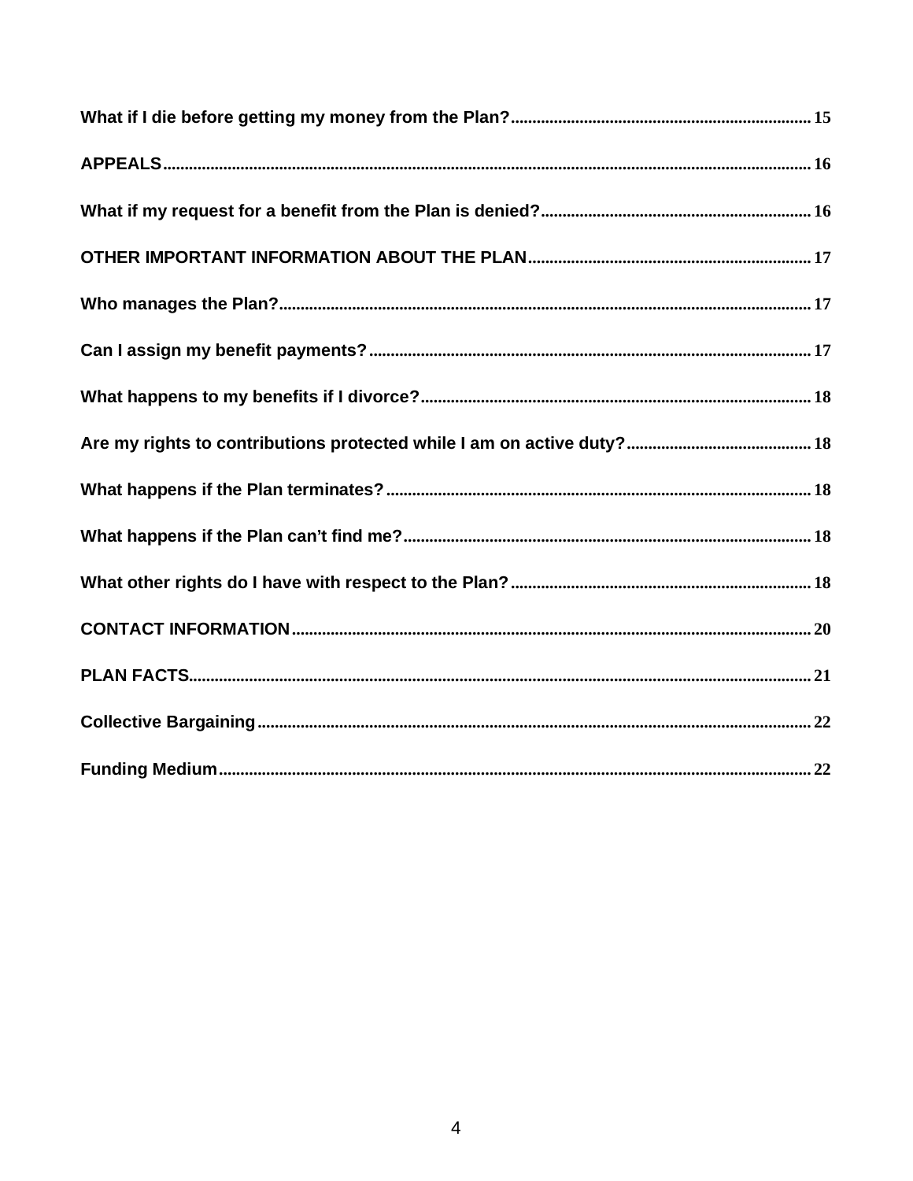What if I die before getting my money from the Plan? 15

APPEALS 16

What if my request for a benefit from the Plan is denied? 16

OTHER IMPORTANT INFORMATION ABOUT THE PLAN 17

Who manages the Plan? 17

Can I assign my benefit payments? 17

What happens to my benefits if I divorce? 18

Are my rights to contributions protected while I am on active duty? 18

What happens if the Plan terminates? 18

What happens if the Plan can't find me? 18

What other rights do I have with respect to the Plan? 18

CONTACT INFORMATION 20

PLAN FACTS 21

Collective Bargaining 22

Funding Medium 22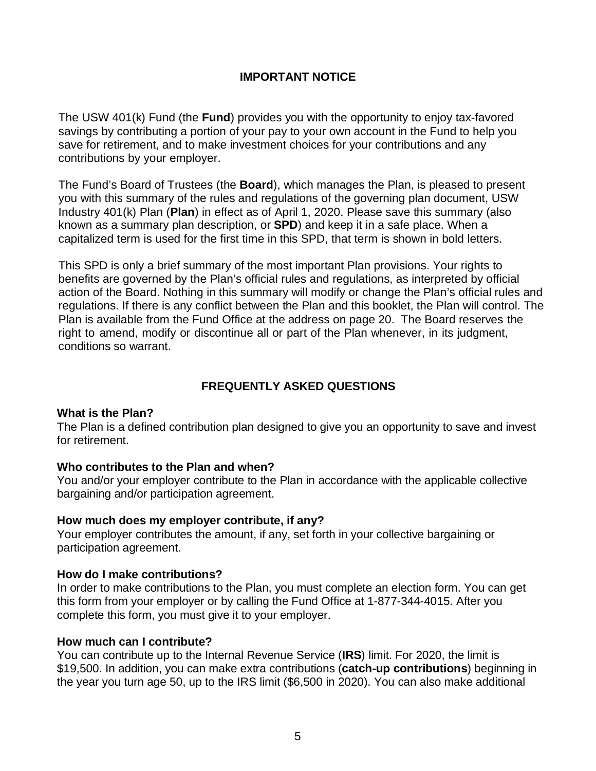## IMPORTANT NOTICE

The USW 401(k) Fund (the **Fund**) provides you with the opportunity to enjoy tax-favored savings by contributing a portion of your pay to your own account in the Fund to help you save for retirement, and to make investment choices for your contributions and any contributions by your employer.

The Fund's Board of Trustees (the **Board**), which manages the Plan, is pleased to present you with this summary of the rules and regulations of the governing plan document, USW Industry 401(k) Plan (**Plan**) in effect as of April 1, 2020. Please save this summary (also known as a summary plan description, or **SPD**) and keep it in a safe place. When a capitalized term is used for the first time in this SPD, that term is shown in bold letters.

This SPD is only a brief summary of the most important Plan provisions. Your rights to benefits are governed by the Plan's official rules and regulations, as interpreted by official action of the Board. Nothing in this summary will modify or change the Plan's official rules and regulations. If there is any conflict between the Plan and this booklet, the Plan will control. The Plan is available from the Fund Office at the address on page 20. The Board reserves the right to amend, modify or discontinue all or part of the Plan whenever, in its judgment, conditions so warrant.

## FREQUENTLY ASKED QUESTIONS

**What is the Plan?**
The Plan is a defined contribution plan designed to give you an opportunity to save and invest for retirement.

**Who contributes to the Plan and when?**
You and/or your employer contribute to the Plan in accordance with the applicable collective bargaining and/or participation agreement.

**How much does my employer contribute, if any?**
Your employer contributes the amount, if any, set forth in your collective bargaining or participation agreement.

**How do I make contributions?**
In order to make contributions to the Plan, you must complete an election form. You can get this form from your employer or by calling the Fund Office at 1-877-344-4015. After you complete this form, you must give it to your employer.

**How much can I contribute?**
You can contribute up to the Internal Revenue Service (**IRS**) limit. For 2020, the limit is $19,500. In addition, you can make extra contributions (**catch-up contributions**) beginning in the year you turn age 50, up to the IRS limit ($6,500 in 2020). You can also make additional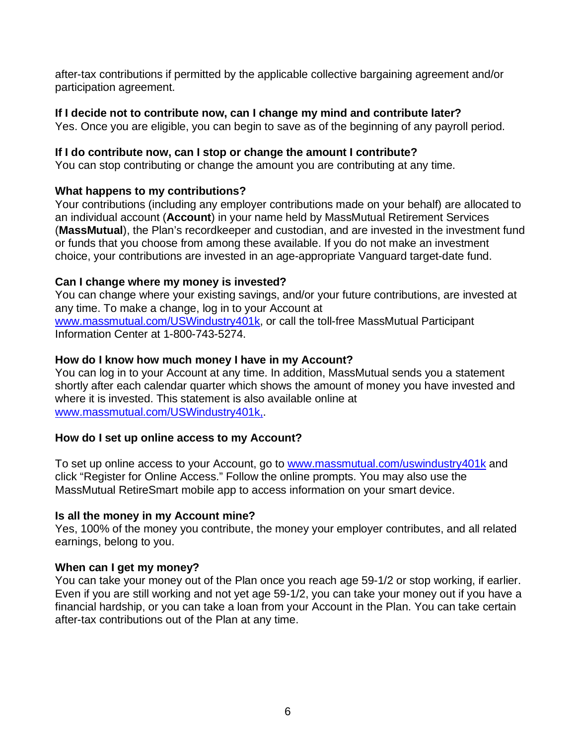after-tax contributions if permitted by the applicable collective bargaining agreement and/or participation agreement.

**If I decide not to contribute now, can I change my mind and contribute later?**
Yes. Once you are eligible, you can begin to save as of the beginning of any payroll period.

**If I do contribute now, can I stop or change the amount I contribute?**
You can stop contributing or change the amount you are contributing at any time.

**What happens to my contributions?**
Your contributions (including any employer contributions made on your behalf) are allocated to an individual account (**Account**) in your name held by MassMutual Retirement Services (**MassMutual**), the Plan's recordkeeper and custodian, and are invested in the investment fund or funds that you choose from among these available. If you do not make an investment choice, your contributions are invested in an age-appropriate Vanguard target-date fund.

**Can I change where my money is invested?**
You can change where your existing savings, and/or your future contributions, are invested at any time. To make a change, log in to your Account at www.massmutual.com/USWindustry401k, or call the toll-free MassMutual Participant Information Center at 1-800-743-5274.

**How do I know how much money I have in my Account?**
You can log in to your Account at any time. In addition, MassMutual sends you a statement shortly after each calendar quarter which shows the amount of money you have invested and where it is invested. This statement is also available online at www.massmutual.com/USWindustry401k,.

**How do I set up online access to my Account?**

To set up online access to your Account, go to www.massmutual.com/uswindustry401k and click "Register for Online Access." Follow the online prompts. You may also use the MassMutual RetireSmart mobile app to access information on your smart device.

**Is all the money in my Account mine?**
Yes, 100% of the money you contribute, the money your employer contributes, and all related earnings, belong to you.

**When can I get my money?**
You can take your money out of the Plan once you reach age 59-1/2 or stop working, if earlier. Even if you are still working and not yet age 59-1/2, you can take your money out if you have a financial hardship, or you can take a loan from your Account in the Plan. You can take certain after-tax contributions out of the Plan at any time.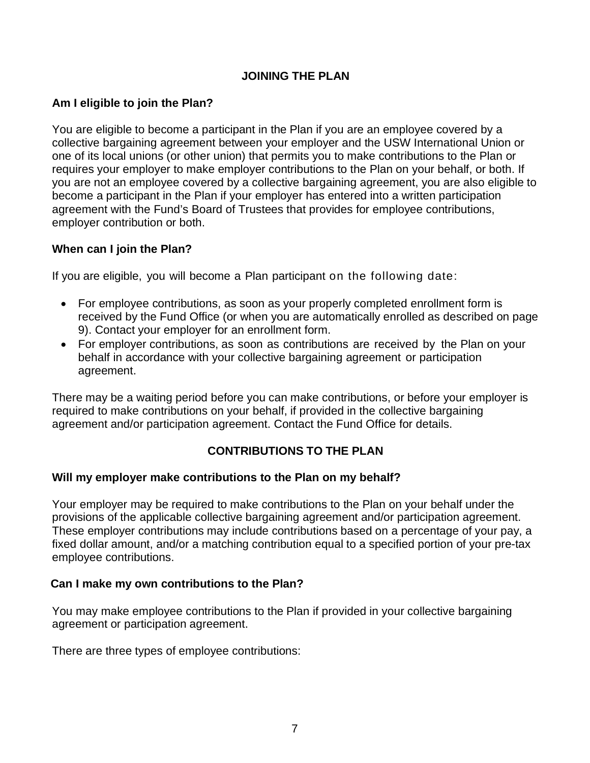## JOINING THE PLAN

### Am I eligible to join the Plan?

You are eligible to become a participant in the Plan if you are an employee covered by a collective bargaining agreement between your employer and the USW International Union or one of its local unions (or other union) that permits you to make contributions to the Plan or requires your employer to make employer contributions to the Plan on your behalf, or both. If you are not an employee covered by a collective bargaining agreement, you are also eligible to become a participant in the Plan if your employer has entered into a written participation agreement with the Fund's Board of Trustees that provides for employee contributions, employer contribution or both.

### When can I join the Plan?

If you are eligible, you will become a Plan participant on the following date:

- For employee contributions, as soon as your properly completed enrollment form is received by the Fund Office (or when you are automatically enrolled as described on page 9). Contact your employer for an enrollment form.
- For employer contributions, as soon as contributions are received by the Plan on your behalf in accordance with your collective bargaining agreement or participation agreement.

There may be a waiting period before you can make contributions, or before your employer is required to make contributions on your behalf, if provided in the collective bargaining agreement and/or participation agreement. Contact the Fund Office for details.

## CONTRIBUTIONS TO THE PLAN

### Will my employer make contributions to the Plan on my behalf?

Your employer may be required to make contributions to the Plan on your behalf under the provisions of the applicable collective bargaining agreement and/or participation agreement. These employer contributions may include contributions based on a percentage of your pay, a fixed dollar amount, and/or a matching contribution equal to a specified portion of your pre-tax employee contributions.

### Can I make my own contributions to the Plan?

You may make employee contributions to the Plan if provided in your collective bargaining agreement or participation agreement.

There are three types of employee contributions: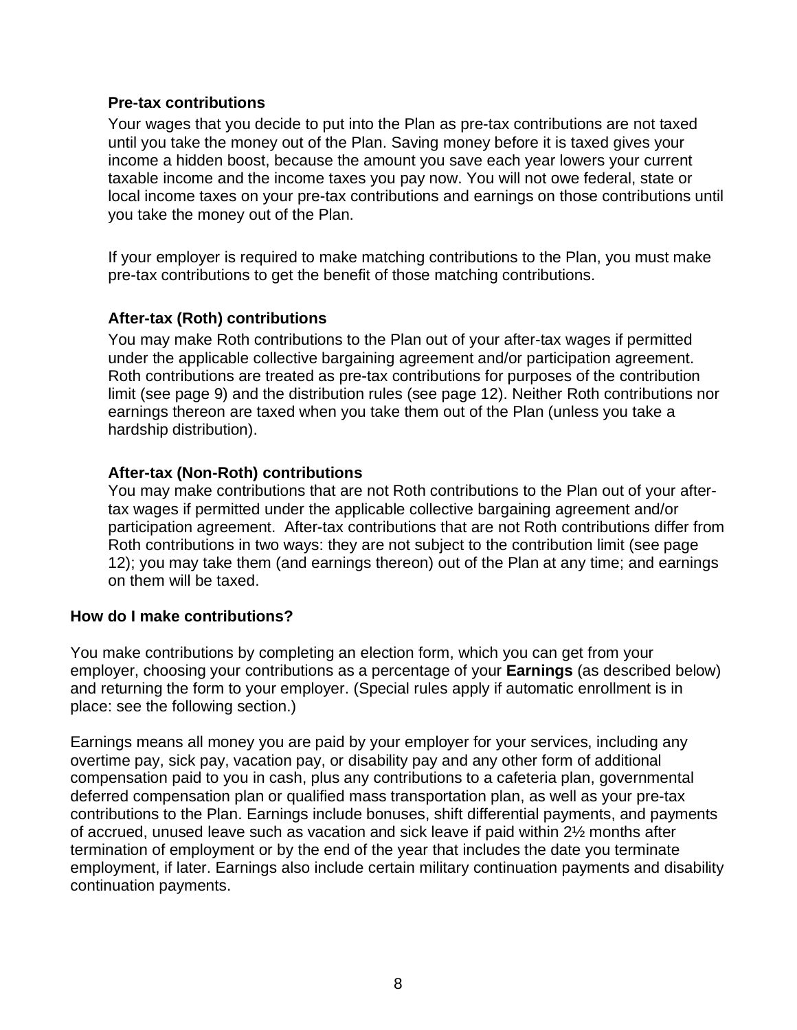### Pre-tax contributions

Your wages that you decide to put into the Plan as pre-tax contributions are not taxed until you take the money out of the Plan. Saving money before it is taxed gives your income a hidden boost, because the amount you save each year lowers your current taxable income and the income taxes you pay now. You will not owe federal, state or local income taxes on your pre-tax contributions and earnings on those contributions until you take the money out of the Plan.

If your employer is required to make matching contributions to the Plan, you must make pre-tax contributions to get the benefit of those matching contributions.

### After-tax (Roth) contributions

You may make Roth contributions to the Plan out of your after-tax wages if permitted under the applicable collective bargaining agreement and/or participation agreement. Roth contributions are treated as pre-tax contributions for purposes of the contribution limit (see page 9) and the distribution rules (see page 12). Neither Roth contributions nor earnings thereon are taxed when you take them out of the Plan (unless you take a hardship distribution).

### After-tax (Non-Roth) contributions

You may make contributions that are not Roth contributions to the Plan out of your after-tax wages if permitted under the applicable collective bargaining agreement and/or participation agreement. After-tax contributions that are not Roth contributions differ from Roth contributions in two ways: they are not subject to the contribution limit (see page 12); you may take them (and earnings thereon) out of the Plan at any time; and earnings on them will be taxed.

## How do I make contributions?

You make contributions by completing an election form, which you can get from your employer, choosing your contributions as a percentage of your **Earnings** (as described below) and returning the form to your employer. (Special rules apply if automatic enrollment is in place: see the following section.)

Earnings means all money you are paid by your employer for your services, including any overtime pay, sick pay, vacation pay, or disability pay and any other form of additional compensation paid to you in cash, plus any contributions to a cafeteria plan, governmental deferred compensation plan or qualified mass transportation plan, as well as your pre-tax contributions to the Plan. Earnings include bonuses, shift differential payments, and payments of accrued, unused leave such as vacation and sick leave if paid within 2½ months after termination of employment or by the end of the year that includes the date you terminate employment, if later. Earnings also include certain military continuation payments and disability continuation payments.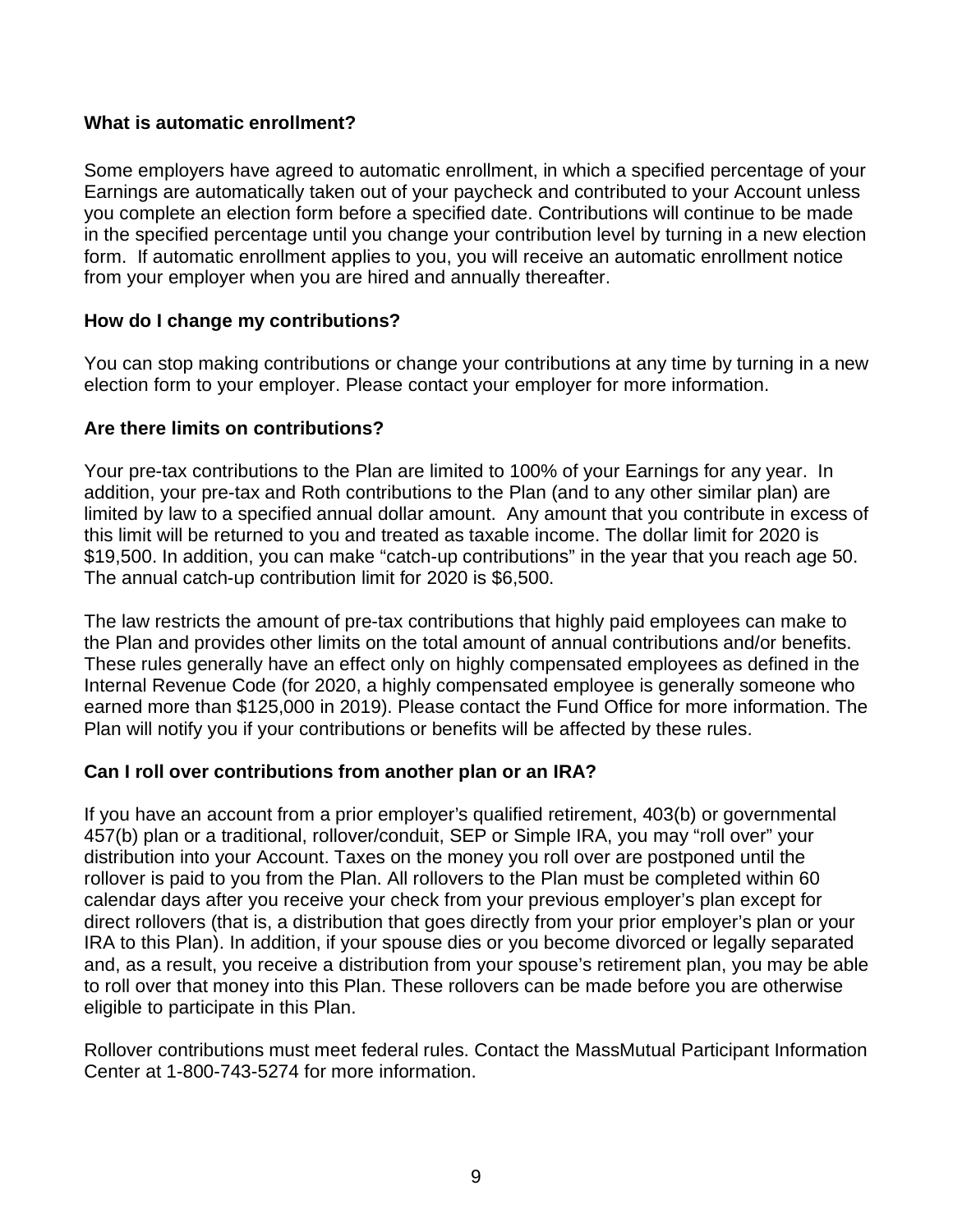**What is automatic enrollment?**

Some employers have agreed to automatic enrollment, in which a specified percentage of your Earnings are automatically taken out of your paycheck and contributed to your Account unless you complete an election form before a specified date. Contributions will continue to be made in the specified percentage until you change your contribution level by turning in a new election form. If automatic enrollment applies to you, you will receive an automatic enrollment notice from your employer when you are hired and annually thereafter.

**How do I change my contributions?**

You can stop making contributions or change your contributions at any time by turning in a new election form to your employer. Please contact your employer for more information.

**Are there limits on contributions?**

Your pre-tax contributions to the Plan are limited to 100% of your Earnings for any year. In addition, your pre-tax and Roth contributions to the Plan (and to any other similar plan) are limited by law to a specified annual dollar amount. Any amount that you contribute in excess of this limit will be returned to you and treated as taxable income. The dollar limit for 2020 is $19,500. In addition, you can make "catch-up contributions" in the year that you reach age 50. The annual catch-up contribution limit for 2020 is $6,500.

The law restricts the amount of pre-tax contributions that highly paid employees can make to the Plan and provides other limits on the total amount of annual contributions and/or benefits. These rules generally have an effect only on highly compensated employees as defined in the Internal Revenue Code (for 2020, a highly compensated employee is generally someone who earned more than $125,000 in 2019). Please contact the Fund Office for more information. The Plan will notify you if your contributions or benefits will be affected by these rules.

**Can I roll over contributions from another plan or an IRA?**

If you have an account from a prior employer's qualified retirement, 403(b) or governmental 457(b) plan or a traditional, rollover/conduit, SEP or Simple IRA, you may "roll over" your distribution into your Account. Taxes on the money you roll over are postponed until the rollover is paid to you from the Plan. All rollovers to the Plan must be completed within 60 calendar days after you receive your check from your previous employer's plan except for direct rollovers (that is, a distribution that goes directly from your prior employer's plan or your IRA to this Plan). In addition, if your spouse dies or you become divorced or legally separated and, as a result, you receive a distribution from your spouse's retirement plan, you may be able to roll over that money into this Plan. These rollovers can be made before you are otherwise eligible to participate in this Plan.

Rollover contributions must meet federal rules. Contact the MassMutual Participant Information Center at 1-800-743-5274 for more information.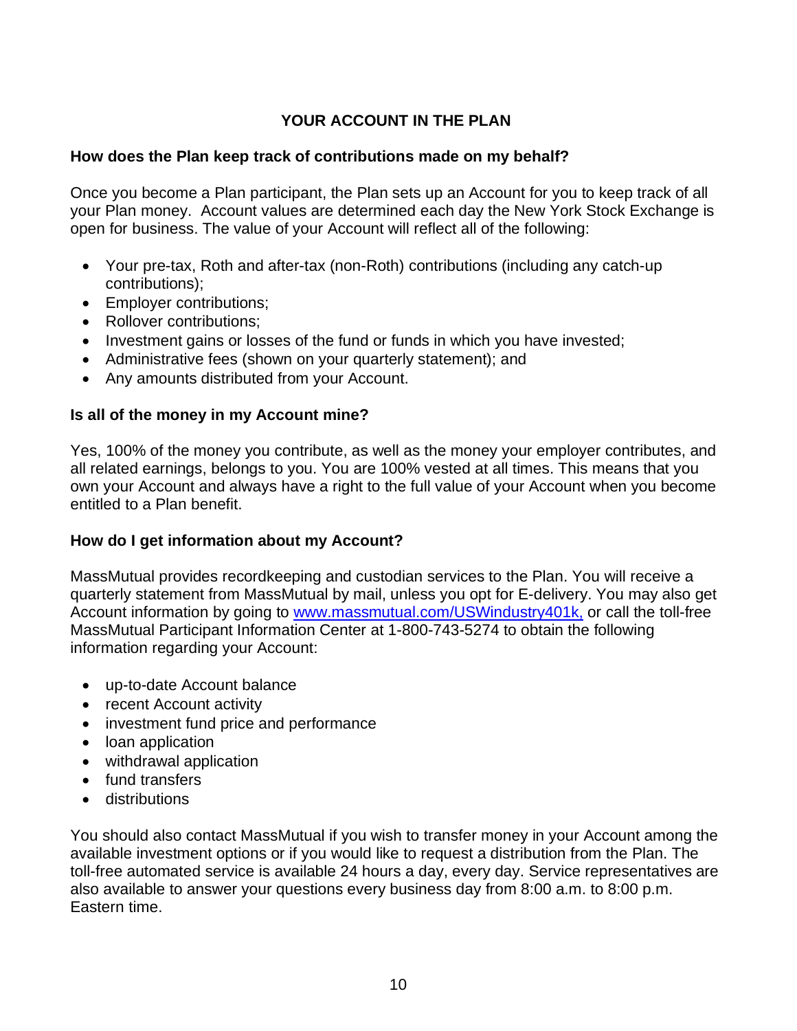## YOUR ACCOUNT IN THE PLAN

### How does the Plan keep track of contributions made on my behalf?

Once you become a Plan participant, the Plan sets up an Account for you to keep track of all your Plan money. Account values are determined each day the New York Stock Exchange is open for business. The value of your Account will reflect all of the following:

- Your pre-tax, Roth and after-tax (non-Roth) contributions (including any catch-up contributions);
- Employer contributions;
- Rollover contributions;
- Investment gains or losses of the fund or funds in which you have invested;
- Administrative fees (shown on your quarterly statement); and
- Any amounts distributed from your Account.

### Is all of the money in my Account mine?

Yes, 100% of the money you contribute, as well as the money your employer contributes, and all related earnings, belongs to you. You are 100% vested at all times. This means that you own your Account and always have a right to the full value of your Account when you become entitled to a Plan benefit.

### How do I get information about my Account?

MassMutual provides recordkeeping and custodian services to the Plan. You will receive a quarterly statement from MassMutual by mail, unless you opt for E-delivery. You may also get Account information by going to [www.massmutual.com/USWindustry401k,](http://www.massmutual.com/USWindustry401k) or call the toll-free MassMutual Participant Information Center at 1-800-743-5274 to obtain the following information regarding your Account:

- up-to-date Account balance
- recent Account activity
- investment fund price and performance
- loan application
- withdrawal application
- fund transfers
- distributions

You should also contact MassMutual if you wish to transfer money in your Account among the available investment options or if you would like to request a distribution from the Plan. The toll-free automated service is available 24 hours a day, every day. Service representatives are also available to answer your questions every business day from 8:00 a.m. to 8:00 p.m. Eastern time.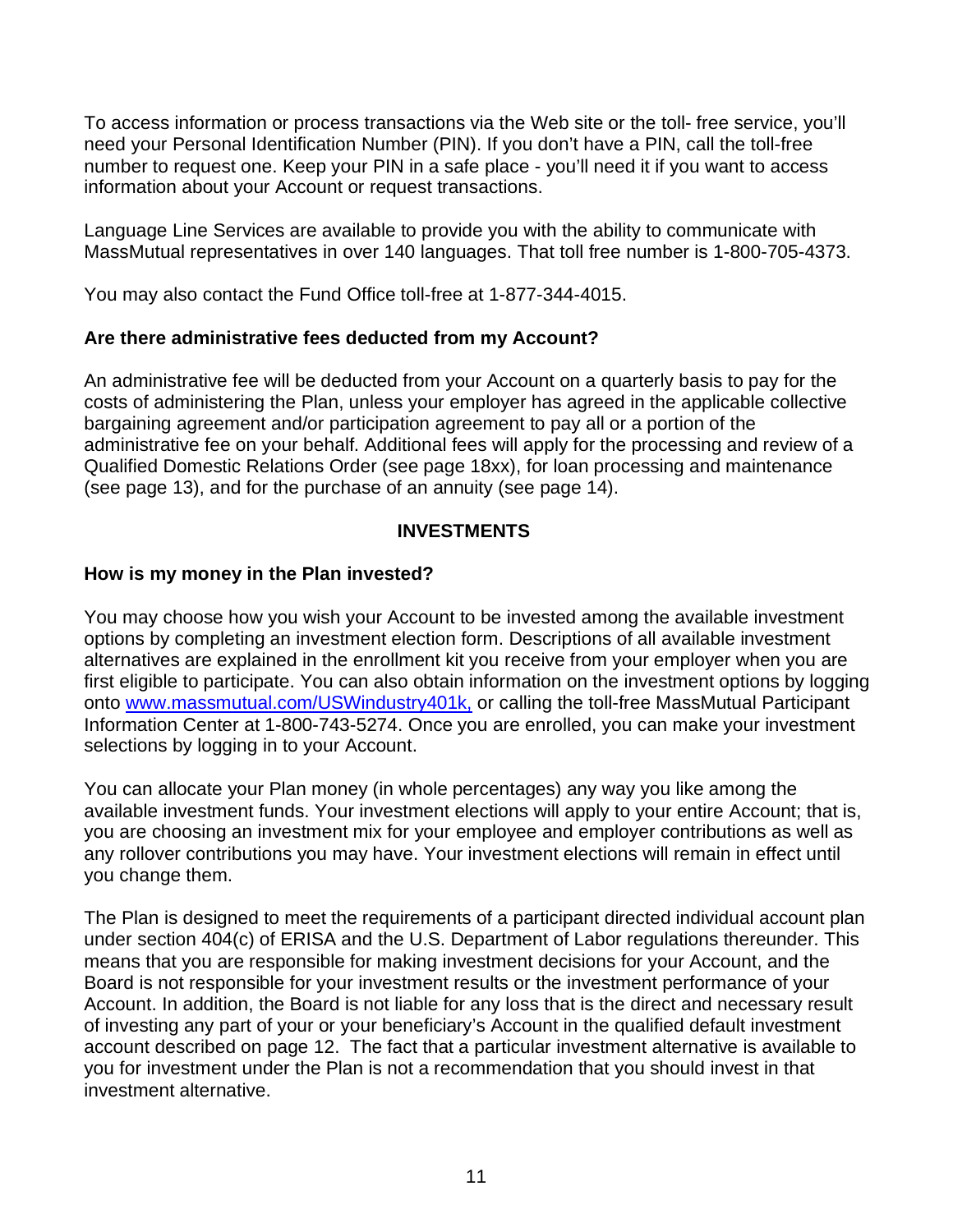To access information or process transactions via the Web site or the toll- free service, you'll need your Personal Identification Number (PIN). If you don't have a PIN, call the toll-free number to request one. Keep your PIN in a safe place - you'll need it if you want to access information about your Account or request transactions.

Language Line Services are available to provide you with the ability to communicate with MassMutual representatives in over 140 languages. That toll free number is 1-800-705-4373.

You may also contact the Fund Office toll-free at 1-877-344-4015.

**Are there administrative fees deducted from my Account?**

An administrative fee will be deducted from your Account on a quarterly basis to pay for the costs of administering the Plan, unless your employer has agreed in the applicable collective bargaining agreement and/or participation agreement to pay all or a portion of the administrative fee on your behalf. Additional fees will apply for the processing and review of a Qualified Domestic Relations Order (see page 18xx), for loan processing and maintenance (see page 13), and for the purchase of an annuity (see page 14).

## INVESTMENTS

**How is my money in the Plan invested?**

You may choose how you wish your Account to be invested among the available investment options by completing an investment election form. Descriptions of all available investment alternatives are explained in the enrollment kit you receive from your employer when you are first eligible to participate. You can also obtain information on the investment options by logging onto www.massmutual.com/USWindustry401k, or calling the toll-free MassMutual Participant Information Center at 1-800-743-5274. Once you are enrolled, you can make your investment selections by logging in to your Account.

You can allocate your Plan money (in whole percentages) any way you like among the available investment funds. Your investment elections will apply to your entire Account; that is, you are choosing an investment mix for your employee and employer contributions as well as any rollover contributions you may have. Your investment elections will remain in effect until you change them.

The Plan is designed to meet the requirements of a participant directed individual account plan under section 404(c) of ERISA and the U.S. Department of Labor regulations thereunder. This means that you are responsible for making investment decisions for your Account, and the Board is not responsible for your investment results or the investment performance of your Account. In addition, the Board is not liable for any loss that is the direct and necessary result of investing any part of your or your beneficiary's Account in the qualified default investment account described on page 12. The fact that a particular investment alternative is available to you for investment under the Plan is not a recommendation that you should invest in that investment alternative.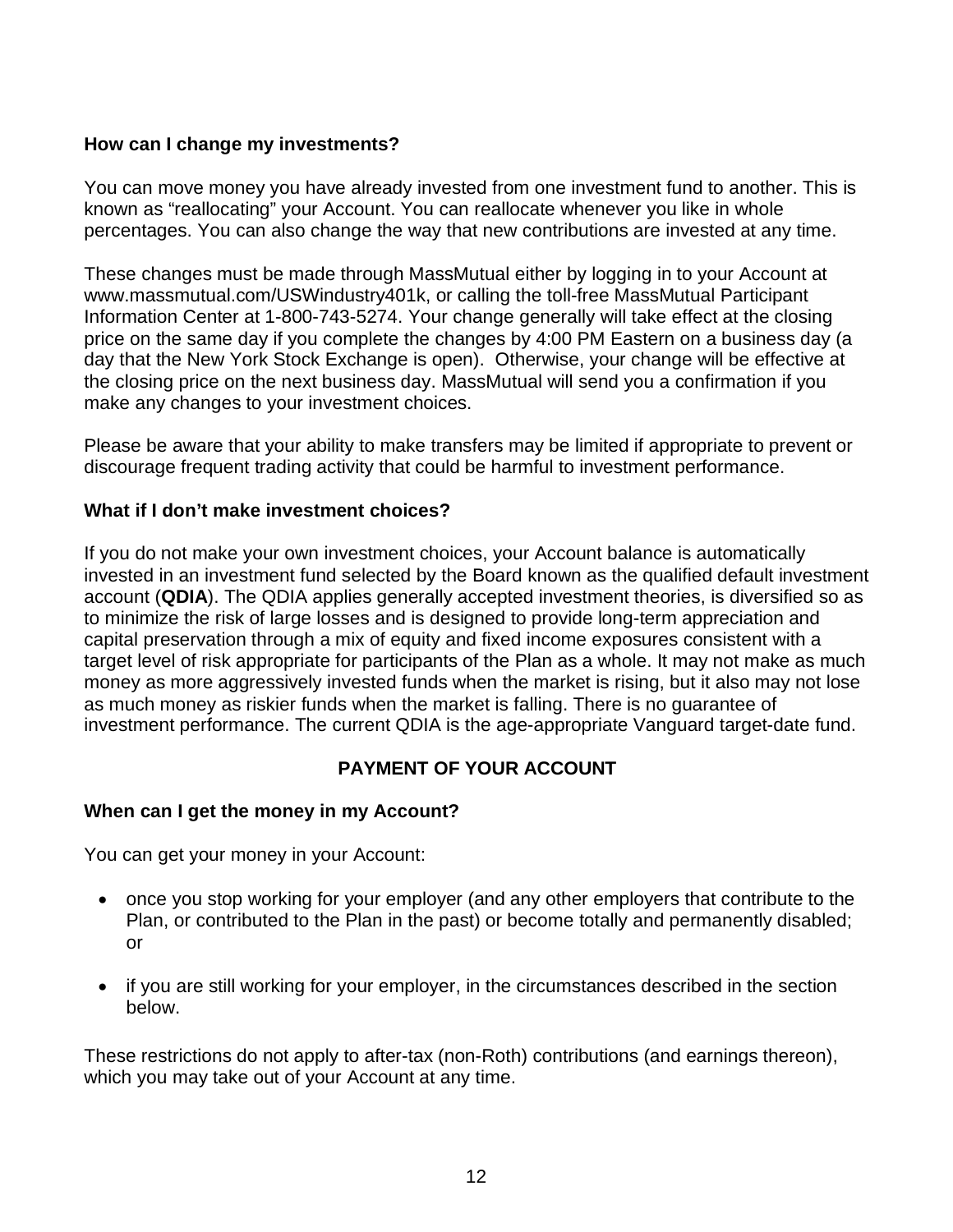### How can I change my investments?

You can move money you have already invested from one investment fund to another. This is known as "reallocating" your Account. You can reallocate whenever you like in whole percentages. You can also change the way that new contributions are invested at any time.

These changes must be made through MassMutual either by logging in to your Account at www.massmutual.com/USWindustry401k, or calling the toll-free MassMutual Participant Information Center at 1-800-743-5274. Your change generally will take effect at the closing price on the same day if you complete the changes by 4:00 PM Eastern on a business day (a day that the New York Stock Exchange is open). Otherwise, your change will be effective at the closing price on the next business day. MassMutual will send you a confirmation if you make any changes to your investment choices.

Please be aware that your ability to make transfers may be limited if appropriate to prevent or discourage frequent trading activity that could be harmful to investment performance.

### What if I don't make investment choices?

If you do not make your own investment choices, your Account balance is automatically invested in an investment fund selected by the Board known as the qualified default investment account (**QDIA**). The QDIA applies generally accepted investment theories, is diversified so as to minimize the risk of large losses and is designed to provide long-term appreciation and capital preservation through a mix of equity and fixed income exposures consistent with a target level of risk appropriate for participants of the Plan as a whole. It may not make as much money as more aggressively invested funds when the market is rising, but it also may not lose as much money as riskier funds when the market is falling. There is no guarantee of investment performance. The current QDIA is the age-appropriate Vanguard target-date fund.

## PAYMENT OF YOUR ACCOUNT

### When can I get the money in my Account?

You can get your money in your Account:

- once you stop working for your employer (and any other employers that contribute to the Plan, or contributed to the Plan in the past) or become totally and permanently disabled; or
- if you are still working for your employer, in the circumstances described in the section below.

These restrictions do not apply to after-tax (non-Roth) contributions (and earnings thereon), which you may take out of your Account at any time.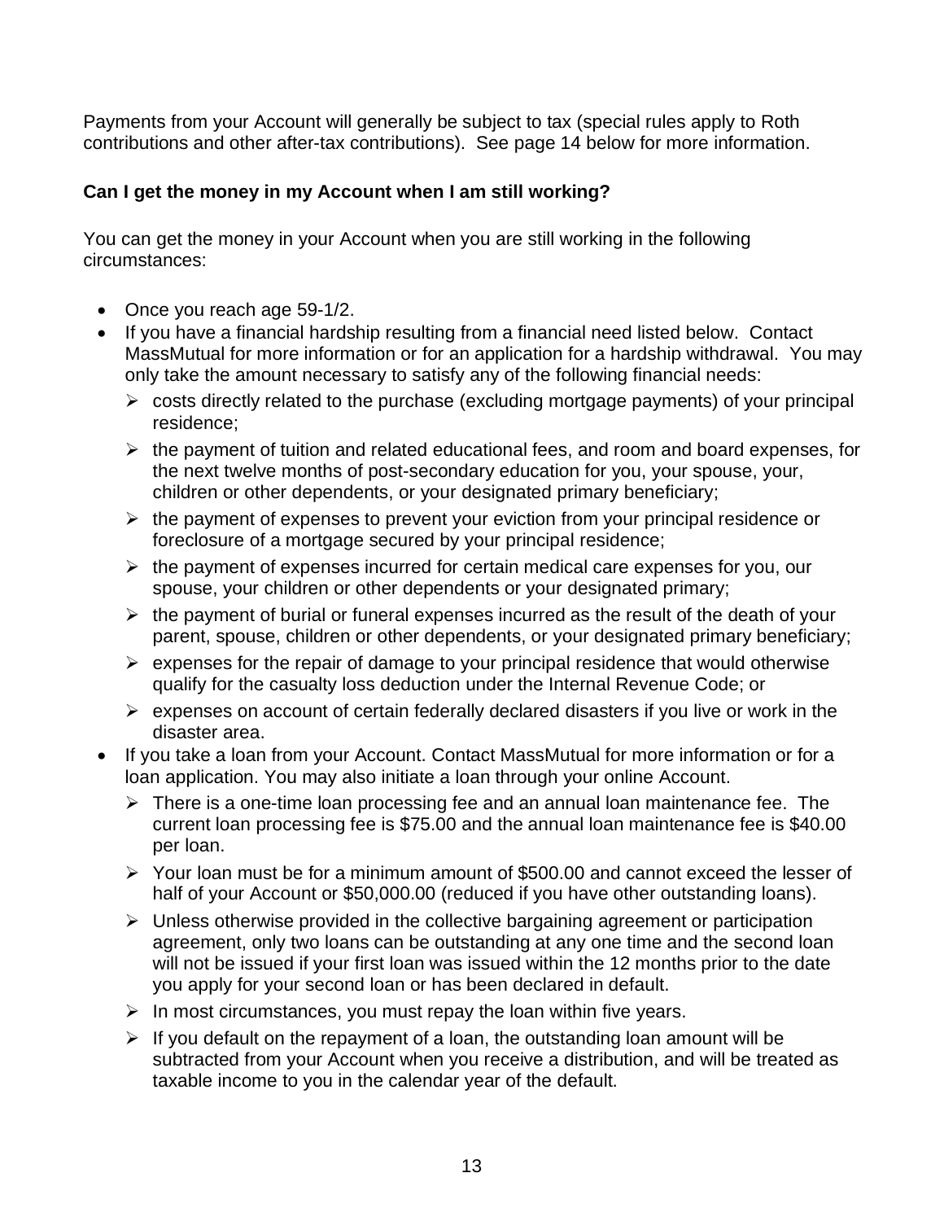Payments from your Account will generally be subject to tax (special rules apply to Roth contributions and other after-tax contributions). See page 14 below for more information.

**Can I get the money in my Account when I am still working?**

You can get the money in your Account when you are still working in the following circumstances:

- Once you reach age 59-1/2.
- If you have a financial hardship resulting from a financial need listed below. Contact MassMutual for more information or for an application for a hardship withdrawal. You may only take the amount necessary to satisfy any of the following financial needs:
  - costs directly related to the purchase (excluding mortgage payments) of your principal residence;
  - the payment of tuition and related educational fees, and room and board expenses, for the next twelve months of post-secondary education for you, your spouse, your, children or other dependents, or your designated primary beneficiary;
  - the payment of expenses to prevent your eviction from your principal residence or foreclosure of a mortgage secured by your principal residence;
  - the payment of expenses incurred for certain medical care expenses for you, our spouse, your children or other dependents or your designated primary;
  - the payment of burial or funeral expenses incurred as the result of the death of your parent, spouse, children or other dependents, or your designated primary beneficiary;
  - expenses for the repair of damage to your principal residence that would otherwise qualify for the casualty loss deduction under the Internal Revenue Code; or
  - expenses on account of certain federally declared disasters if you live or work in the disaster area.
- If you take a loan from your Account. Contact MassMutual for more information or for a loan application. You may also initiate a loan through your online Account.
  - There is a one-time loan processing fee and an annual loan maintenance fee. The current loan processing fee is $75.00 and the annual loan maintenance fee is $40.00 per loan.
  - Your loan must be for a minimum amount of $500.00 and cannot exceed the lesser of half of your Account or $50,000.00 (reduced if you have other outstanding loans).
  - Unless otherwise provided in the collective bargaining agreement or participation agreement, only two loans can be outstanding at any one time and the second loan will not be issued if your first loan was issued within the 12 months prior to the date you apply for your second loan or has been declared in default.
  - In most circumstances, you must repay the loan within five years.
  - If you default on the repayment of a loan, the outstanding loan amount will be subtracted from your Account when you receive a distribution, and will be treated as taxable income to you in the calendar year of the default.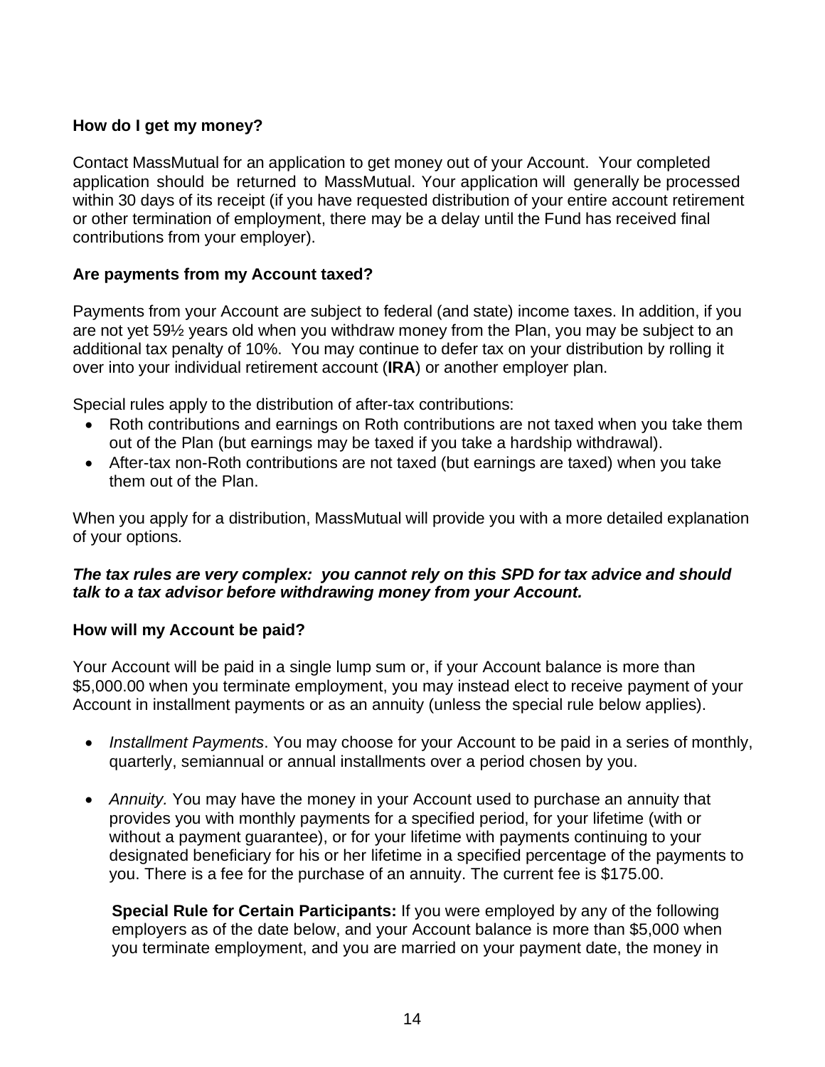**How do I get my money?**

Contact MassMutual for an application to get money out of your Account. Your completed application should be returned to MassMutual. Your application will generally be processed within 30 days of its receipt (if you have requested distribution of your entire account retirement or other termination of employment, there may be a delay until the Fund has received final contributions from your employer).

**Are payments from my Account taxed?**

Payments from your Account are subject to federal (and state) income taxes. In addition, if you are not yet 59½ years old when you withdraw money from the Plan, you may be subject to an additional tax penalty of 10%. You may continue to defer tax on your distribution by rolling it over into your individual retirement account (**IRA**) or another employer plan.

Special rules apply to the distribution of after-tax contributions:

- Roth contributions and earnings on Roth contributions are not taxed when you take them out of the Plan (but earnings may be taxed if you take a hardship withdrawal).
- After-tax non-Roth contributions are not taxed (but earnings are taxed) when you take them out of the Plan.

When you apply for a distribution, MassMutual will provide you with a more detailed explanation of your options.

***The tax rules are very complex: you cannot rely on this SPD for tax advice and should talk to a tax advisor before withdrawing money from your Account.***

**How will my Account be paid?**

Your Account will be paid in a single lump sum or, if your Account balance is more than $5,000.00 when you terminate employment, you may instead elect to receive payment of your Account in installment payments or as an annuity (unless the special rule below applies).

- *Installment Payments*. You may choose for your Account to be paid in a series of monthly, quarterly, semiannual or annual installments over a period chosen by you.
- *Annuity.* You may have the money in your Account used to purchase an annuity that provides you with monthly payments for a specified period, for your lifetime (with or without a payment guarantee), or for your lifetime with payments continuing to your designated beneficiary for his or her lifetime in a specified percentage of the payments to you. There is a fee for the purchase of an annuity. The current fee is $175.00.

  **Special Rule for Certain Participants:** If you were employed by any of the following employers as of the date below, and your Account balance is more than $5,000 when you terminate employment, and you are married on your payment date, the money in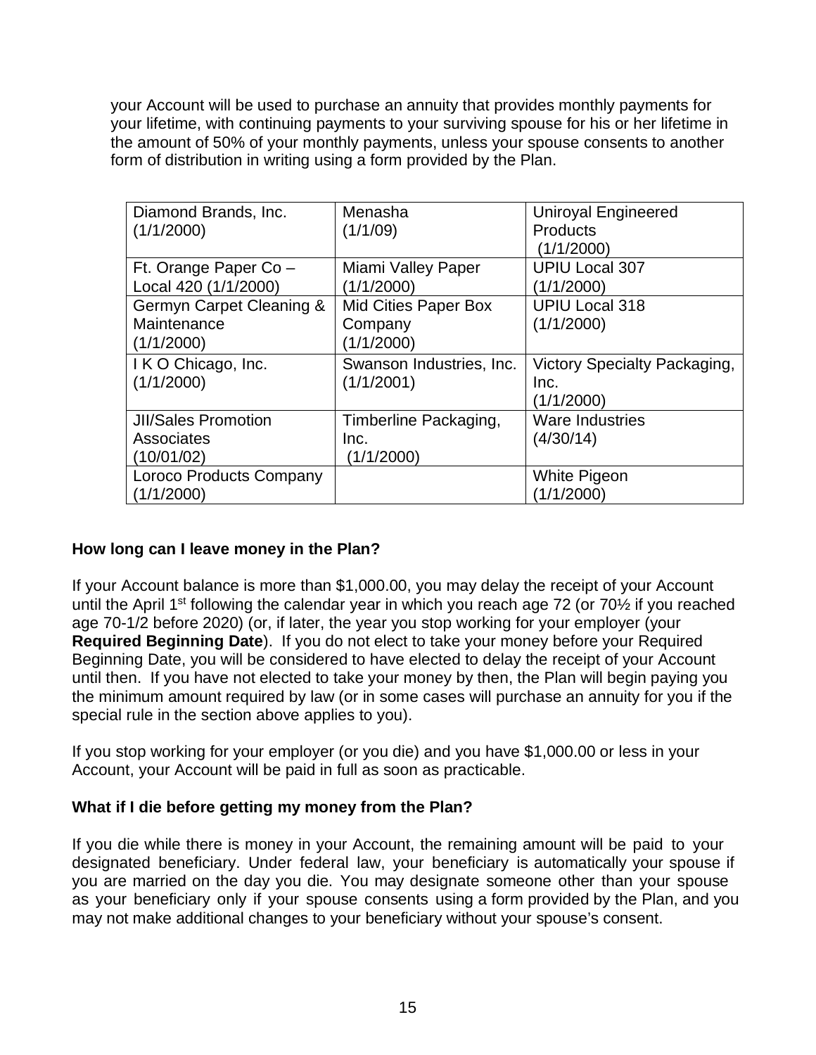your Account will be used to purchase an annuity that provides monthly payments for your lifetime, with continuing payments to your surviving spouse for his or her lifetime in the amount of 50% of your monthly payments, unless your spouse consents to another form of distribution in writing using a form provided by the Plan.

| | | |
|---|---|---|
| Diamond Brands, Inc. (1/1/2000) | Menasha (1/1/09) | Uniroyal Engineered Products (1/1/2000) |
| Ft. Orange Paper Co – Local 420 (1/1/2000) | Miami Valley Paper (1/1/2000) | UPIU Local 307 (1/1/2000) |
| Germyn Carpet Cleaning & Maintenance (1/1/2000) | Mid Cities Paper Box Company (1/1/2000) | UPIU Local 318 (1/1/2000) |
| I K O Chicago, Inc. (1/1/2000) | Swanson Industries, Inc. (1/1/2001) | Victory Specialty Packaging, Inc. (1/1/2000) |
| JII/Sales Promotion Associates (10/01/02) | Timberline Packaging, Inc. (1/1/2000) | Ware Industries (4/30/14) |
| Loroco Products Company (1/1/2000) | | White Pigeon (1/1/2000) |

**How long can I leave money in the Plan?**

If your Account balance is more than $1,000.00, you may delay the receipt of your Account until the April 1st following the calendar year in which you reach age 72 (or 70½ if you reached age 70-1/2 before 2020) (or, if later, the year you stop working for your employer (your **Required Beginning Date**). If you do not elect to take your money before your Required Beginning Date, you will be considered to have elected to delay the receipt of your Account until then. If you have not elected to take your money by then, the Plan will begin paying you the minimum amount required by law (or in some cases will purchase an annuity for you if the special rule in the section above applies to you).

If you stop working for your employer (or you die) and you have $1,000.00 or less in your Account, your Account will be paid in full as soon as practicable.

**What if I die before getting my money from the Plan?**

If you die while there is money in your Account, the remaining amount will be paid to your designated beneficiary. Under federal law, your beneficiary is automatically your spouse if you are married on the day you die. You may designate someone other than your spouse as your beneficiary only if your spouse consents using a form provided by the Plan, and you may not make additional changes to your beneficiary without your spouse's consent.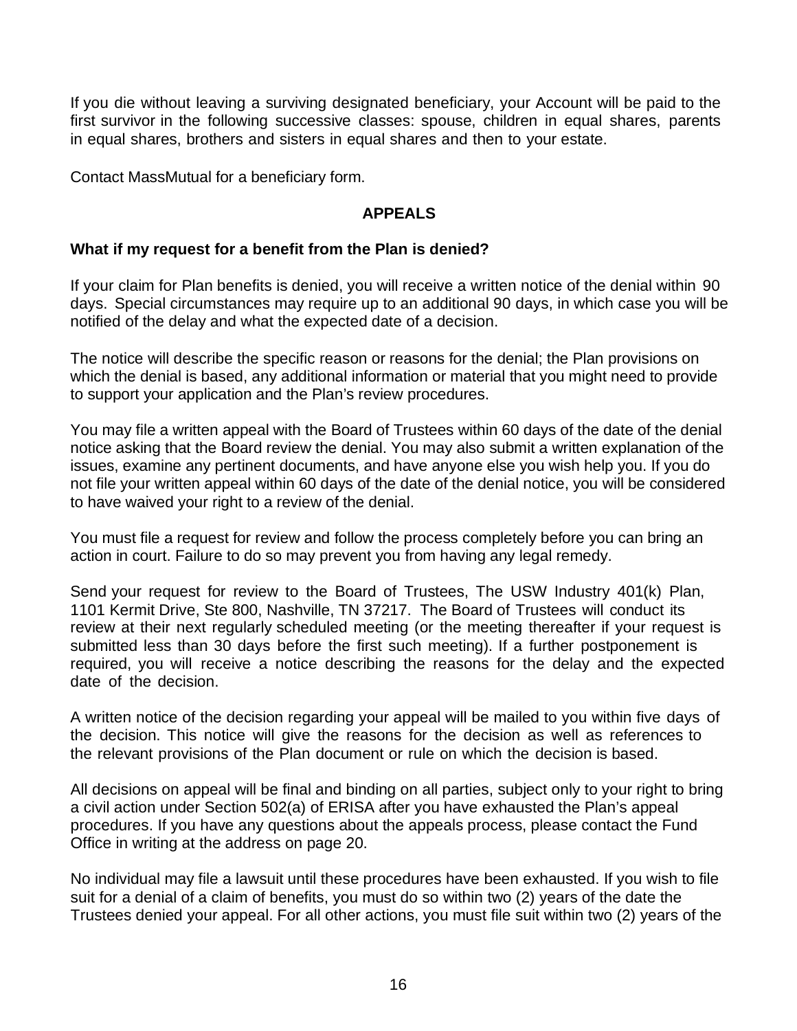If you die without leaving a surviving designated beneficiary, your Account will be paid to the first survivor in the following successive classes: spouse, children in equal shares, parents in equal shares, brothers and sisters in equal shares and then to your estate.

Contact MassMutual for a beneficiary form.

## APPEALS

### What if my request for a benefit from the Plan is denied?

If your claim for Plan benefits is denied, you will receive a written notice of the denial within 90 days. Special circumstances may require up to an additional 90 days, in which case you will be notified of the delay and what the expected date of a decision.

The notice will describe the specific reason or reasons for the denial; the Plan provisions on which the denial is based, any additional information or material that you might need to provide to support your application and the Plan's review procedures.

You may file a written appeal with the Board of Trustees within 60 days of the date of the denial notice asking that the Board review the denial. You may also submit a written explanation of the issues, examine any pertinent documents, and have anyone else you wish help you. If you do not file your written appeal within 60 days of the date of the denial notice, you will be considered to have waived your right to a review of the denial.

You must file a request for review and follow the process completely before you can bring an action in court. Failure to do so may prevent you from having any legal remedy.

Send your request for review to the Board of Trustees, The USW Industry 401(k) Plan, 1101 Kermit Drive, Ste 800, Nashville, TN 37217. The Board of Trustees will conduct its review at their next regularly scheduled meeting (or the meeting thereafter if your request is submitted less than 30 days before the first such meeting). If a further postponement is required, you will receive a notice describing the reasons for the delay and the expected date of the decision.

A written notice of the decision regarding your appeal will be mailed to you within five days of the decision. This notice will give the reasons for the decision as well as references to the relevant provisions of the Plan document or rule on which the decision is based.

All decisions on appeal will be final and binding on all parties, subject only to your right to bring a civil action under Section 502(a) of ERISA after you have exhausted the Plan's appeal procedures. If you have any questions about the appeals process, please contact the Fund Office in writing at the address on page 20.

No individual may file a lawsuit until these procedures have been exhausted. If you wish to file suit for a denial of a claim of benefits, you must do so within two (2) years of the date the Trustees denied your appeal. For all other actions, you must file suit within two (2) years of the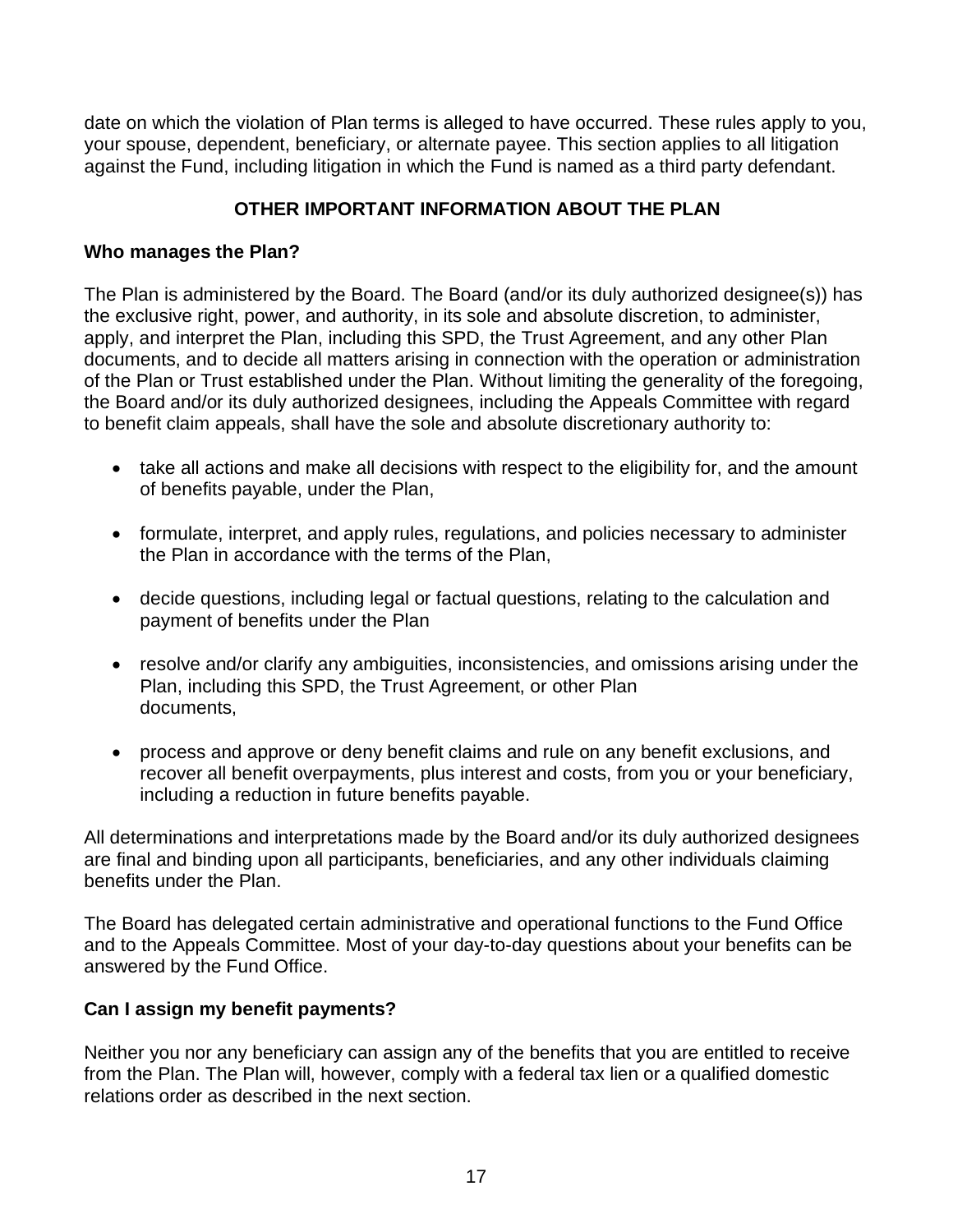date on which the violation of Plan terms is alleged to have occurred. These rules apply to you, your spouse, dependent, beneficiary, or alternate payee. This section applies to all litigation against the Fund, including litigation in which the Fund is named as a third party defendant.

## OTHER IMPORTANT INFORMATION ABOUT THE PLAN

### Who manages the Plan?

The Plan is administered by the Board. The Board (and/or its duly authorized designee(s)) has the exclusive right, power, and authority, in its sole and absolute discretion, to administer, apply, and interpret the Plan, including this SPD, the Trust Agreement, and any other Plan documents, and to decide all matters arising in connection with the operation or administration of the Plan or Trust established under the Plan. Without limiting the generality of the foregoing, the Board and/or its duly authorized designees, including the Appeals Committee with regard to benefit claim appeals, shall have the sole and absolute discretionary authority to:

- take all actions and make all decisions with respect to the eligibility for, and the amount of benefits payable, under the Plan,
- formulate, interpret, and apply rules, regulations, and policies necessary to administer the Plan in accordance with the terms of the Plan,
- decide questions, including legal or factual questions, relating to the calculation and payment of benefits under the Plan
- resolve and/or clarify any ambiguities, inconsistencies, and omissions arising under the Plan, including this SPD, the Trust Agreement, or other Plan documents,
- process and approve or deny benefit claims and rule on any benefit exclusions, and recover all benefit overpayments, plus interest and costs, from you or your beneficiary, including a reduction in future benefits payable.

All determinations and interpretations made by the Board and/or its duly authorized designees are final and binding upon all participants, beneficiaries, and any other individuals claiming benefits under the Plan.

The Board has delegated certain administrative and operational functions to the Fund Office and to the Appeals Committee. Most of your day-to-day questions about your benefits can be answered by the Fund Office.

### Can I assign my benefit payments?

Neither you nor any beneficiary can assign any of the benefits that you are entitled to receive from the Plan. The Plan will, however, comply with a federal tax lien or a qualified domestic relations order as described in the next section.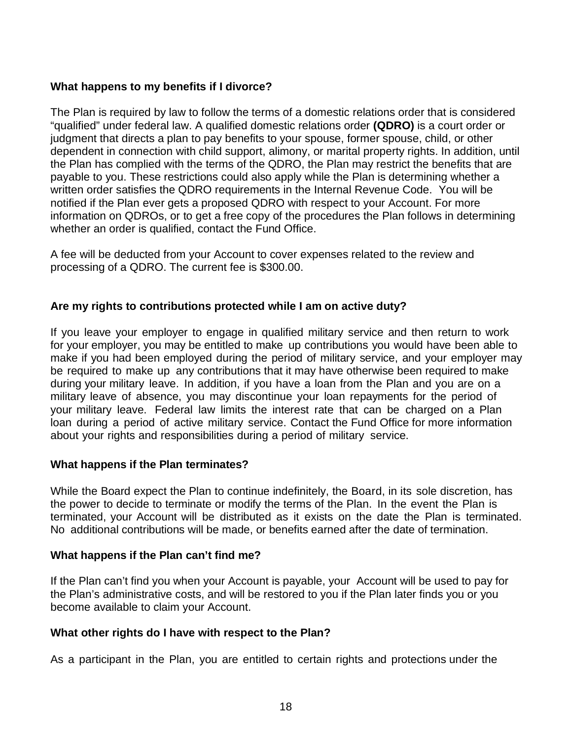### What happens to my benefits if I divorce?

The Plan is required by law to follow the terms of a domestic relations order that is considered "qualified" under federal law. A qualified domestic relations order **(QDRO)** is a court order or judgment that directs a plan to pay benefits to your spouse, former spouse, child, or other dependent in connection with child support, alimony, or marital property rights. In addition, until the Plan has complied with the terms of the QDRO, the Plan may restrict the benefits that are payable to you. These restrictions could also apply while the Plan is determining whether a written order satisfies the QDRO requirements in the Internal Revenue Code. You will be notified if the Plan ever gets a proposed QDRO with respect to your Account. For more information on QDROs, or to get a free copy of the procedures the Plan follows in determining whether an order is qualified, contact the Fund Office.

A fee will be deducted from your Account to cover expenses related to the review and processing of a QDRO. The current fee is $300.00.

### Are my rights to contributions protected while I am on active duty?

If you leave your employer to engage in qualified military service and then return to work for your employer, you may be entitled to make up contributions you would have been able to make if you had been employed during the period of military service, and your employer may be required to make up any contributions that it may have otherwise been required to make during your military leave. In addition, if you have a loan from the Plan and you are on a military leave of absence, you may discontinue your loan repayments for the period of your military leave. Federal law limits the interest rate that can be charged on a Plan loan during a period of active military service. Contact the Fund Office for more information about your rights and responsibilities during a period of military service.

### What happens if the Plan terminates?

While the Board expect the Plan to continue indefinitely, the Board, in its sole discretion, has the power to decide to terminate or modify the terms of the Plan. In the event the Plan is terminated, your Account will be distributed as it exists on the date the Plan is terminated. No additional contributions will be made, or benefits earned after the date of termination.

### What happens if the Plan can't find me?

If the Plan can't find you when your Account is payable, your Account will be used to pay for the Plan's administrative costs, and will be restored to you if the Plan later finds you or you become available to claim your Account.

### What other rights do I have with respect to the Plan?

As a participant in the Plan, you are entitled to certain rights and protections under the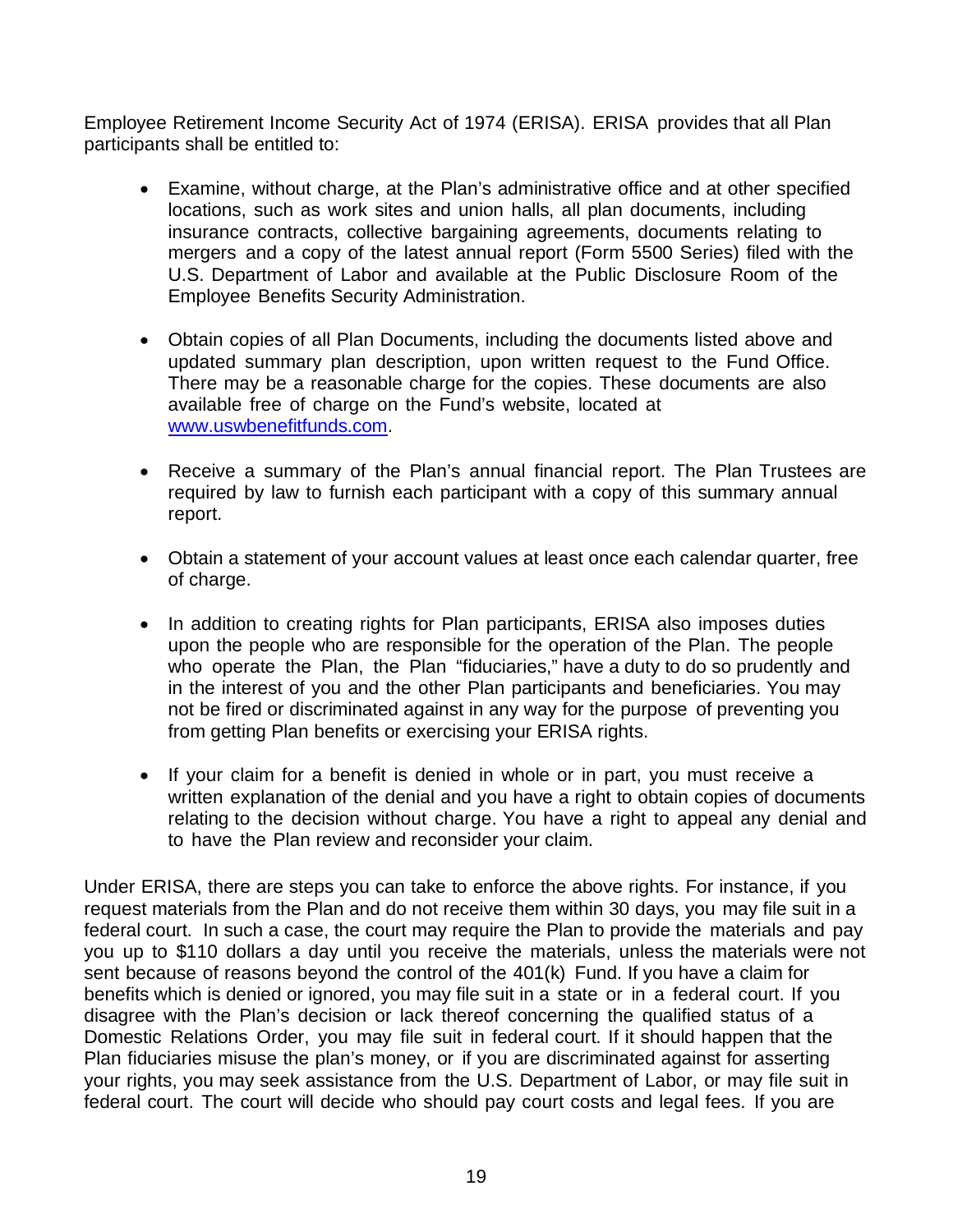Employee Retirement Income Security Act of 1974 (ERISA). ERISA provides that all Plan participants shall be entitled to:

- Examine, without charge, at the Plan's administrative office and at other specified locations, such as work sites and union halls, all plan documents, including insurance contracts, collective bargaining agreements, documents relating to mergers and a copy of the latest annual report (Form 5500 Series) filed with the U.S. Department of Labor and available at the Public Disclosure Room of the Employee Benefits Security Administration.

- Obtain copies of all Plan Documents, including the documents listed above and updated summary plan description, upon written request to the Fund Office. There may be a reasonable charge for the copies. These documents are also available free of charge on the Fund's website, located at [www.uswbenefitfunds.com](http://www.uswbenefitfunds.com).

- Receive a summary of the Plan's annual financial report. The Plan Trustees are required by law to furnish each participant with a copy of this summary annual report.

- Obtain a statement of your account values at least once each calendar quarter, free of charge.

- In addition to creating rights for Plan participants, ERISA also imposes duties upon the people who are responsible for the operation of the Plan. The people who operate the Plan, the Plan "fiduciaries," have a duty to do so prudently and in the interest of you and the other Plan participants and beneficiaries. You may not be fired or discriminated against in any way for the purpose of preventing you from getting Plan benefits or exercising your ERISA rights.

- If your claim for a benefit is denied in whole or in part, you must receive a written explanation of the denial and you have a right to obtain copies of documents relating to the decision without charge. You have a right to appeal any denial and to have the Plan review and reconsider your claim.

Under ERISA, there are steps you can take to enforce the above rights. For instance, if you request materials from the Plan and do not receive them within 30 days, you may file suit in a federal court. In such a case, the court may require the Plan to provide the materials and pay you up to $110 dollars a day until you receive the materials, unless the materials were not sent because of reasons beyond the control of the 401(k) Fund. If you have a claim for benefits which is denied or ignored, you may file suit in a state or in a federal court. If you disagree with the Plan's decision or lack thereof concerning the qualified status of a Domestic Relations Order, you may file suit in federal court. If it should happen that the Plan fiduciaries misuse the plan's money, or if you are discriminated against for asserting your rights, you may seek assistance from the U.S. Department of Labor, or may file suit in federal court. The court will decide who should pay court costs and legal fees. If you are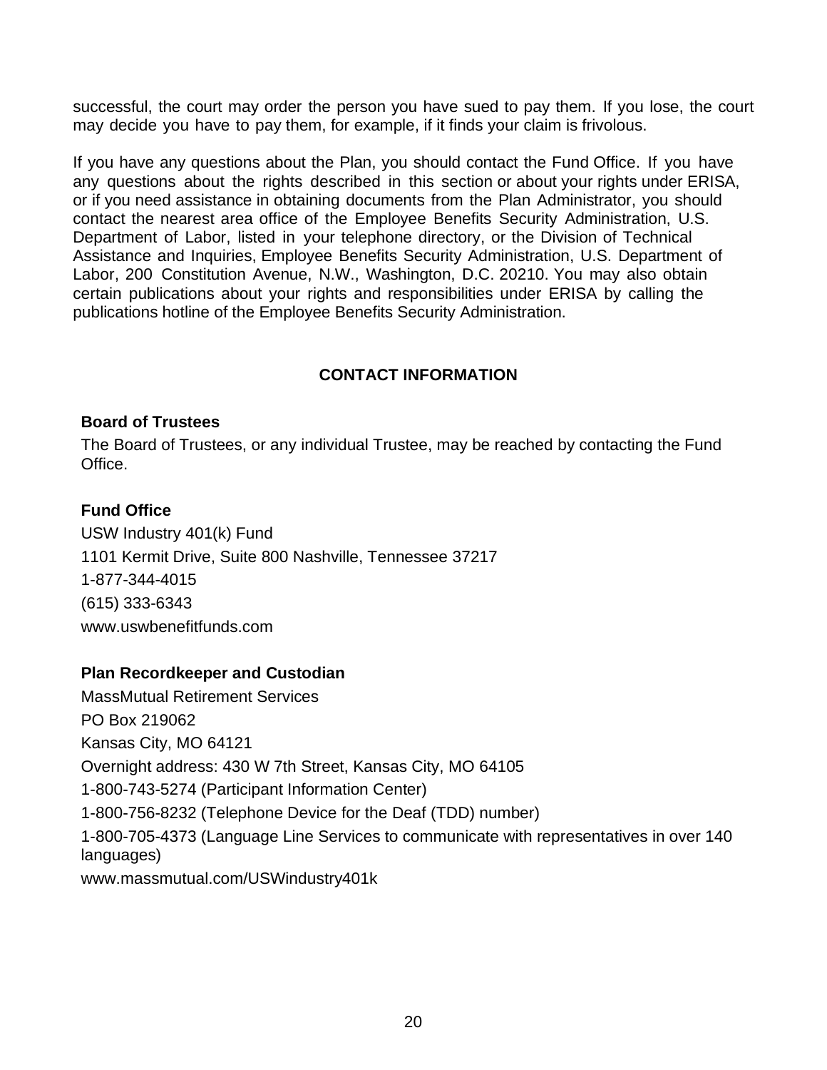successful, the court may order the person you have sued to pay them. If you lose, the court may decide you have to pay them, for example, if it finds your claim is frivolous.

If you have any questions about the Plan, you should contact the Fund Office. If you have any questions about the rights described in this section or about your rights under ERISA, or if you need assistance in obtaining documents from the Plan Administrator, you should contact the nearest area office of the Employee Benefits Security Administration, U.S. Department of Labor, listed in your telephone directory, or the Division of Technical Assistance and Inquiries, Employee Benefits Security Administration, U.S. Department of Labor, 200 Constitution Avenue, N.W., Washington, D.C. 20210. You may also obtain certain publications about your rights and responsibilities under ERISA by calling the publications hotline of the Employee Benefits Security Administration.

## CONTACT INFORMATION

**Board of Trustees**

The Board of Trustees, or any individual Trustee, may be reached by contacting the Fund Office.

**Fund Office**

USW Industry 401(k) Fund
1101 Kermit Drive, Suite 800 Nashville, Tennessee 37217
1-877-344-4015
(615) 333-6343
www.uswbenefitfunds.com

**Plan Recordkeeper and Custodian**

MassMutual Retirement Services
PO Box 219062
Kansas City, MO 64121
Overnight address: 430 W 7th Street, Kansas City, MO 64105
1-800-743-5274 (Participant Information Center)
1-800-756-8232 (Telephone Device for the Deaf (TDD) number)
1-800-705-4373 (Language Line Services to communicate with representatives in over 140 languages)
www.massmutual.com/USWindustry401k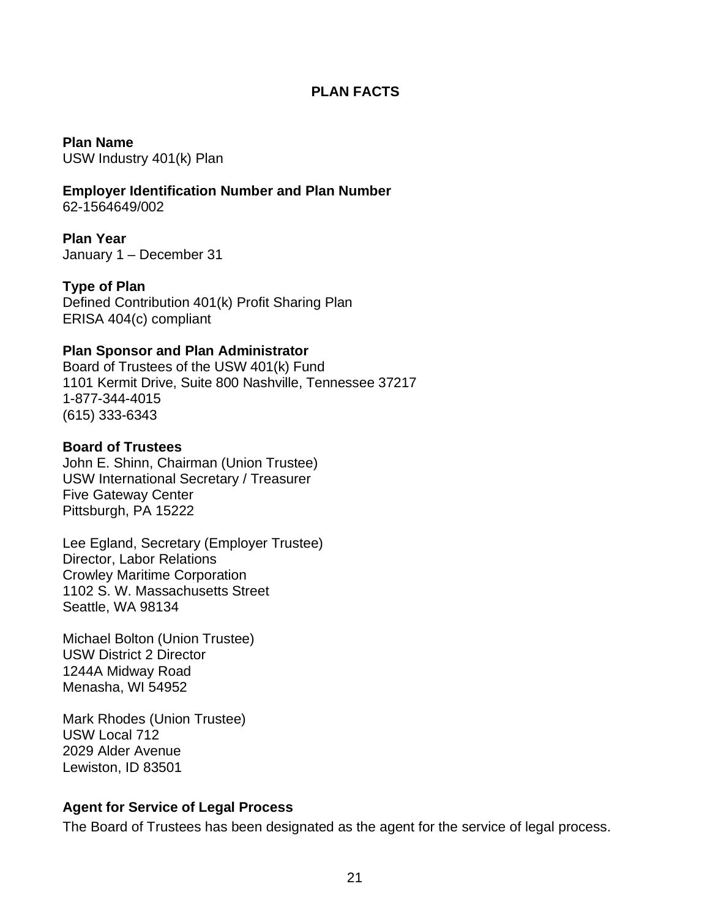# PLAN FACTS

**Plan Name**
USW Industry 401(k) Plan

**Employer Identification Number and Plan Number**
62-1564649/002

**Plan Year**
January 1 – December 31

**Type of Plan**
Defined Contribution 401(k) Profit Sharing Plan
ERISA 404(c) compliant

**Plan Sponsor and Plan Administrator**
Board of Trustees of the USW 401(k) Fund
1101 Kermit Drive, Suite 800 Nashville, Tennessee 37217
1-877-344-4015
(615) 333-6343

**Board of Trustees**
John E. Shinn, Chairman (Union Trustee)
USW International Secretary / Treasurer
Five Gateway Center
Pittsburgh, PA 15222

Lee Egland, Secretary (Employer Trustee)
Director, Labor Relations
Crowley Maritime Corporation
1102 S. W. Massachusetts Street
Seattle, WA 98134

Michael Bolton (Union Trustee)
USW District 2 Director
1244A Midway Road
Menasha, WI 54952

Mark Rhodes (Union Trustee)
USW Local 712
2029 Alder Avenue
Lewiston, ID 83501

**Agent for Service of Legal Process**
The Board of Trustees has been designated as the agent for the service of legal process.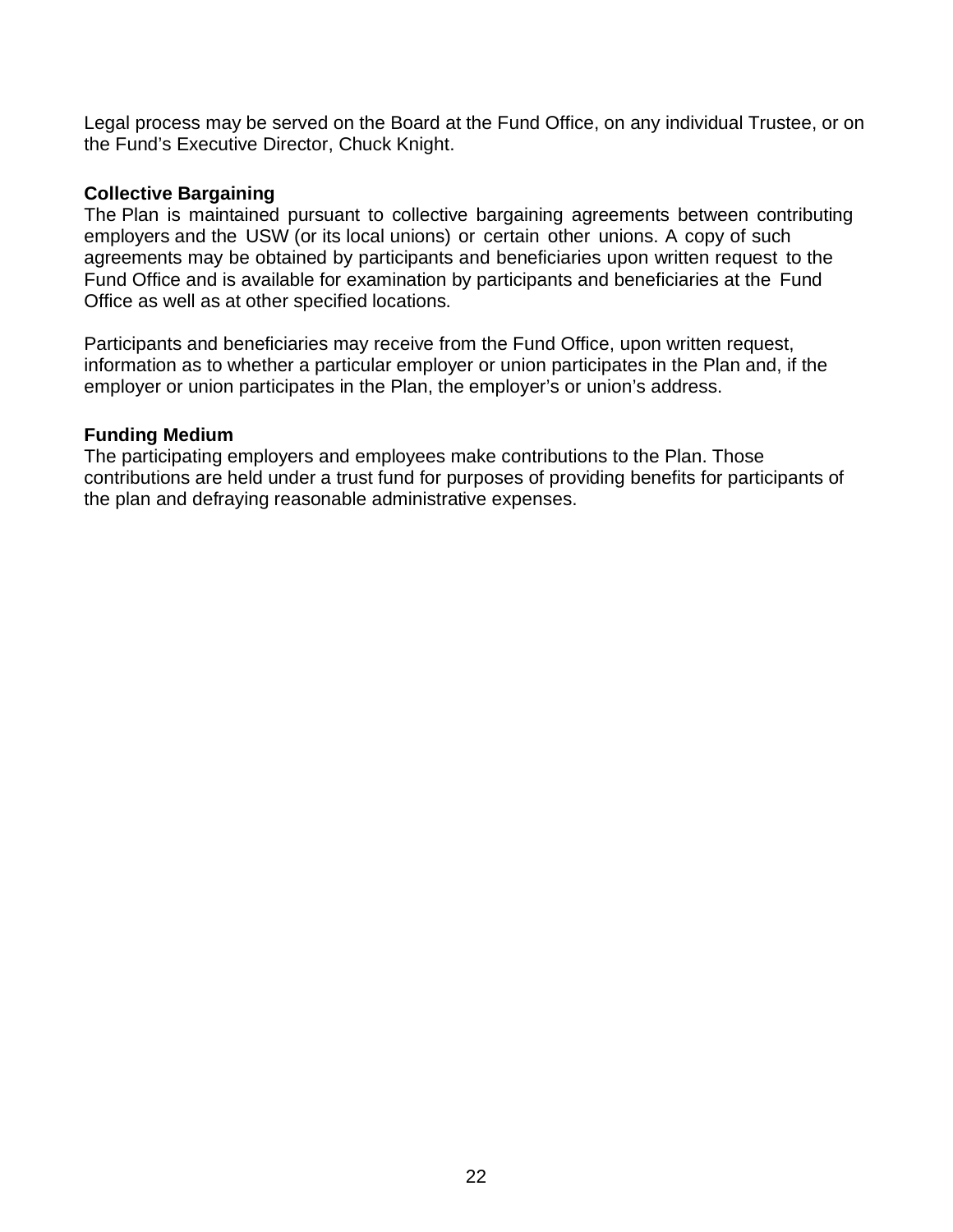Legal process may be served on the Board at the Fund Office, on any individual Trustee, or on the Fund's Executive Director, Chuck Knight.

**Collective Bargaining**

The Plan is maintained pursuant to collective bargaining agreements between contributing employers and the USW (or its local unions) or certain other unions. A copy of such agreements may be obtained by participants and beneficiaries upon written request to the Fund Office and is available for examination by participants and beneficiaries at the Fund Office as well as at other specified locations.

Participants and beneficiaries may receive from the Fund Office, upon written request, information as to whether a particular employer or union participates in the Plan and, if the employer or union participates in the Plan, the employer's or union's address.

**Funding Medium**

The participating employers and employees make contributions to the Plan. Those contributions are held under a trust fund for purposes of providing benefits for participants of the plan and defraying reasonable administrative expenses.